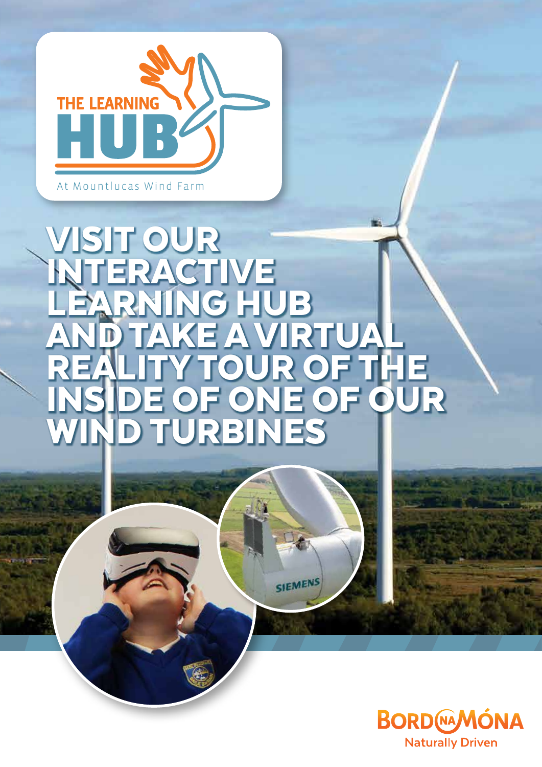THE LEARNING HUB

At Mountlucas Wind Farm

# VISIT OUR INTERACTIVE LEARNING HUB AND TAKE A VIRTUAL REALITY TOUR OF THE INSIDE OF ONE OF OUR WIND TURBINES

BORD NA MÓNA

Naturally Driven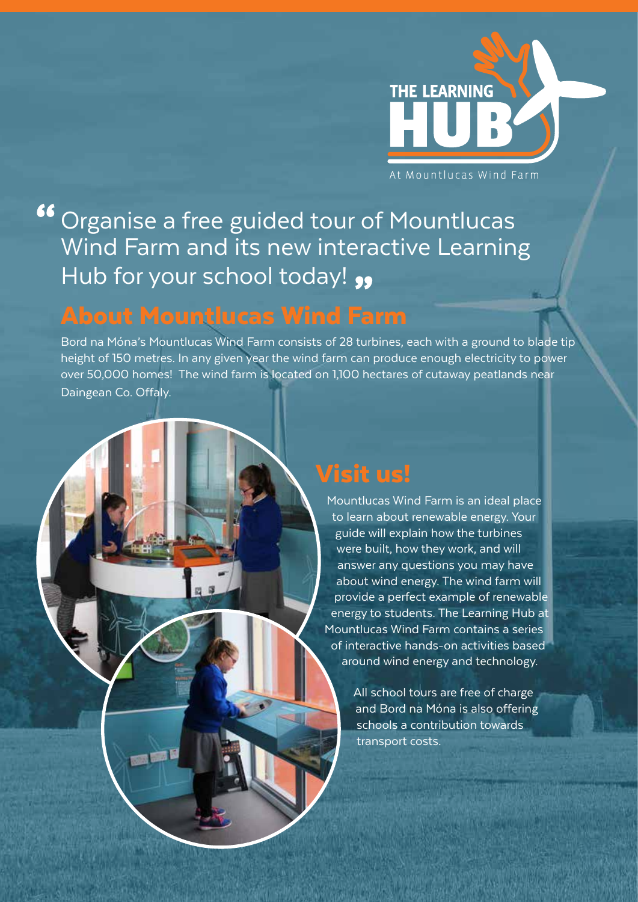THE LEARNING HUB

At Mountlucas Wind Farm

> "Organise a free guided tour of Mountlucas Wind Farm and its new interactive Learning Hub for your school today!"

## About Mountlucas Wind Farm

Bord na Móna's Mountlucas Wind Farm consists of 28 turbines, each with a ground to blade tip height of 150 metres. In any given year the wind farm can produce enough electricity to power over 50,000 homes! The wind farm is located on 1,100 hectares of cutaway peatlands near Daingean Co. Offaly.

## Visit us!

Mountlucas Wind Farm is an ideal place to learn about renewable energy. Your guide will explain how the turbines were built, how they work, and will answer any questions you may have about wind energy. The wind farm will provide a perfect example of renewable energy to students. The Learning Hub at Mountlucas Wind Farm contains a series of interactive hands-on activities based around wind energy and technology.

All school tours are free of charge and Bord na Móna is also offering schools a contribution towards transport costs.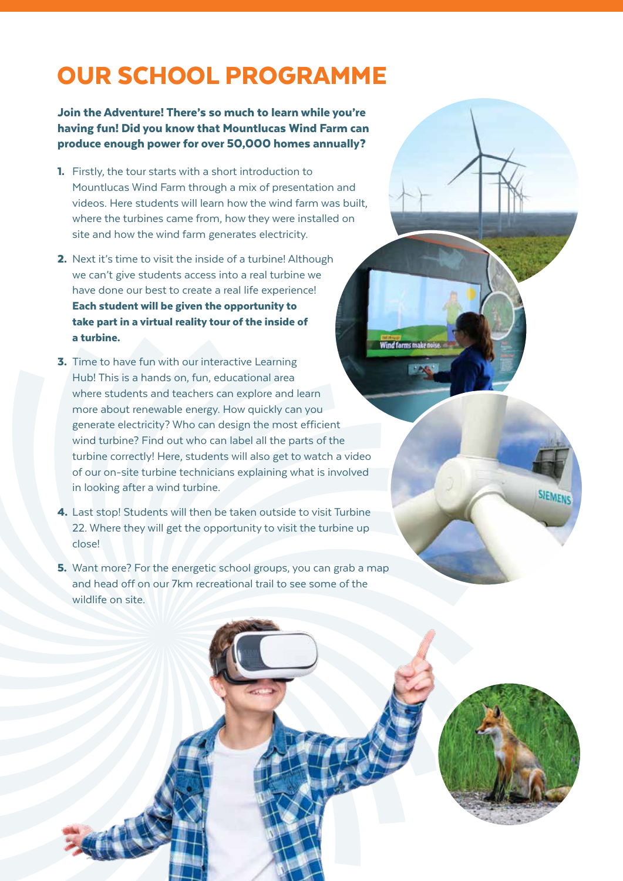# OUR SCHOOL PROGRAMME

**Join the Adventure! There's so much to learn while you're having fun! Did you know that Mountlucas Wind Farm can produce enough power for over 50,000 homes annually?**

1. Firstly, the tour starts with a short introduction to Mountlucas Wind Farm through a mix of presentation and videos. Here students will learn how the wind farm was built, where the turbines came from, how they were installed on site and how the wind farm generates electricity.
2. Next it's time to visit the inside of a turbine! Although we can't give students access into a real turbine we have done our best to create a real life experience! **Each student will be given the opportunity to take part in a virtual reality tour of the inside of a turbine.**
3. Time to have fun with our interactive Learning Hub! This is a hands on, fun, educational area where students and teachers can explore and learn more about renewable energy. How quickly can you generate electricity? Who can design the most efficient wind turbine? Find out who can label all the parts of the turbine correctly! Here, students will also get to watch a video of our on-site turbine technicians explaining what is involved in looking after a wind turbine.
4. Last stop! Students will then be taken outside to visit Turbine 22. Where they will get the opportunity to visit the turbine up close!
5. Want more? For the energetic school groups, you can grab a map and head off on our 7km recreational trail to see some of the wildlife on site.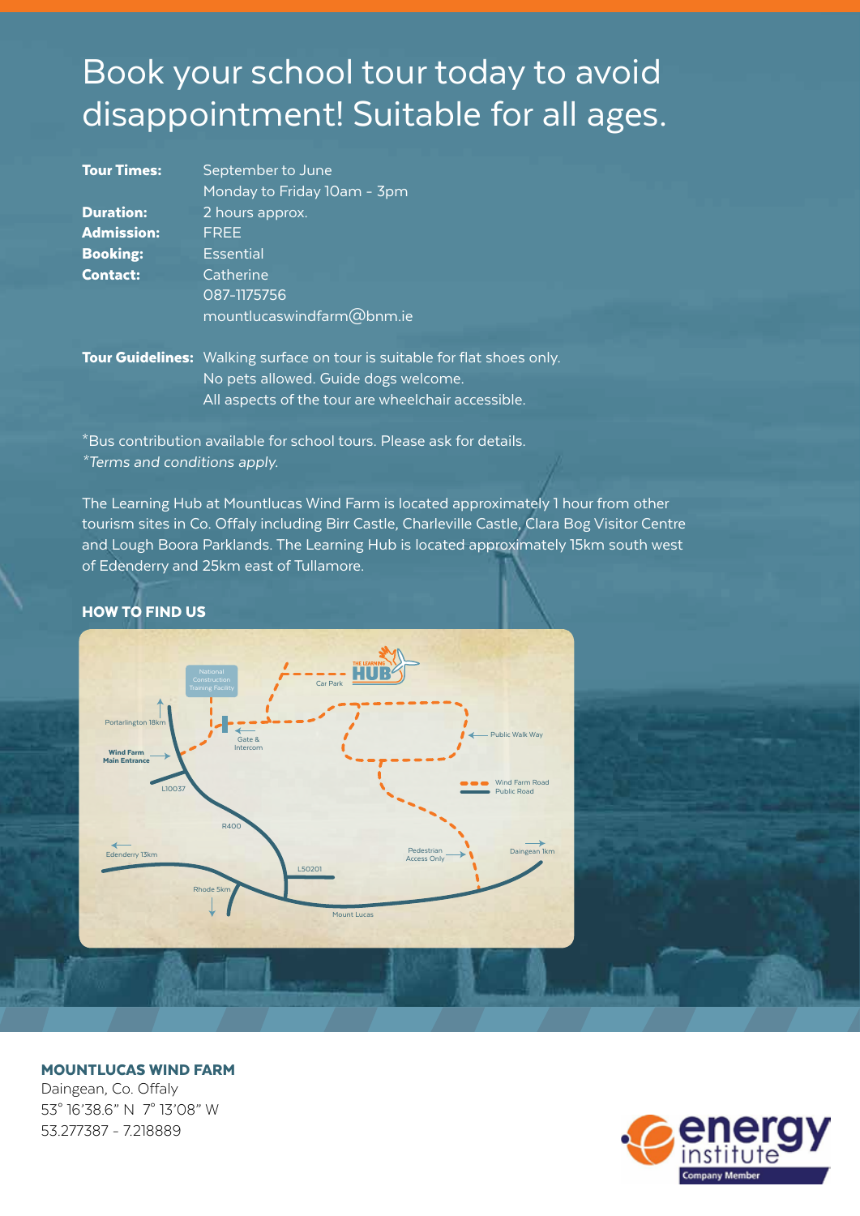# Book your school tour today to avoid disappointment! Suitable for all ages.

| | |
|---|---|
| **Tour Times:** | September to June<br>Monday to Friday 10am - 3pm |
| **Duration:** | 2 hours approx. |
| **Admission:** | FREE |
| **Booking:** | Essential |
| **Contact:** | Catherine<br>087-1175756<br>mountlucaswindfarm@bnm.ie |

**Tour Guidelines:** Walking surface on tour is suitable for flat shoes only.
No pets allowed. Guide dogs welcome.
All aspects of the tour are wheelchair accessible.

*Bus contribution available for school tours. Please ask for details.
*\*Terms and conditions apply.*

The Learning Hub at Mountlucas Wind Farm is located approximately 1 hour from other tourism sites in Co. Offaly including Birr Castle, Charleville Castle, Clara Bog Visitor Centre and Lough Boora Parklands. The Learning Hub is located approximately 15km south west of Edenderry and 25km east of Tullamore.

## HOW TO FIND US

National Construction Training Facility
THE LEARNING HUB
Car Park
Portarlington 18km
Gate & Intercom
Public Walk Way
Wind Farm Main Entrance
L10037
Wind Farm Road
Public Road
R400
Edenderry 13km
Pedestrian Access Only
Daingean 1km
L50201
Rhode 5km
Mount Lucas

**MOUNTLUCAS WIND FARM**
Daingean, Co. Offaly
53° 16'38.6" N 7° 13'08" W
53.277387 - 7.218889

energy institute
Company Member